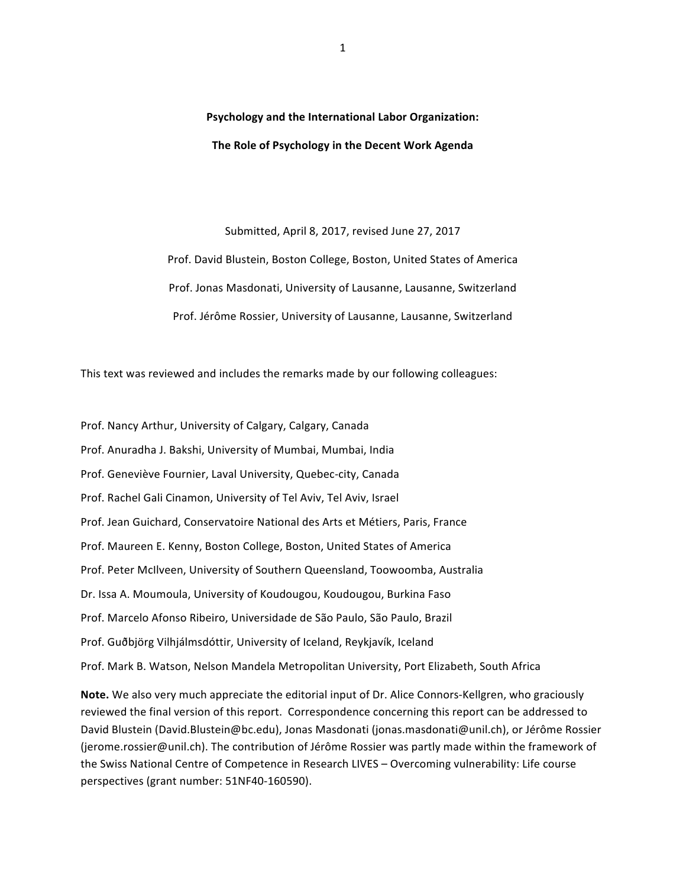# Psychology and the International Labor Organization:

# The Role of Psychology in the Decent Work Agenda

Submitted, April 8, 2017, revised June 27, 2017

Prof. David Blustein, Boston College, Boston, United States of America

Prof. Jonas Masdonati, University of Lausanne, Lausanne, Switzerland

Prof. Jérôme Rossier, University of Lausanne, Lausanne, Switzerland

This text was reviewed and includes the remarks made by our following colleagues:

Prof. Nancy Arthur, University of Calgary, Calgary, Canada

Prof. Anuradha J. Bakshi, University of Mumbai, Mumbai, India

Prof. Geneviève Fournier, Laval University, Quebec-city, Canada

Prof. Rachel Gali Cinamon, University of Tel Aviv, Tel Aviv, Israel

Prof. Jean Guichard, Conservatoire National des Arts et Métiers, Paris, France

Prof. Maureen E. Kenny, Boston College, Boston, United States of America

Prof. Peter McIlveen, University of Southern Queensland, Toowoomba, Australia

Dr. Issa A. Moumoula, University of Koudougou, Koudougou, Burkina Faso

Prof. Marcelo Afonso Ribeiro, Universidade de São Paulo, São Paulo, Brazil

Prof. Guðbjörg Vilhjálmsdóttir, University of Iceland, Reykjavík, Iceland

Prof. Mark B. Watson, Nelson Mandela Metropolitan University, Port Elizabeth, South Africa

**Note.** We also very much appreciate the editorial input of Dr. Alice Connors-Kellgren, who graciously reviewed the final version of this report. Correspondence concerning this report can be addressed to David Blustein (David.Blustein@bc.edu), Jonas Masdonati (jonas.masdonati@unil.ch), or Jérôme Rossier (jerome.rossier@unil.ch). The contribution of Jérôme Rossier was partly made within the framework of the Swiss National Centre of Competence in Research LIVES – Overcoming vulnerability: Life course perspectives (grant number: 51NF40-160590).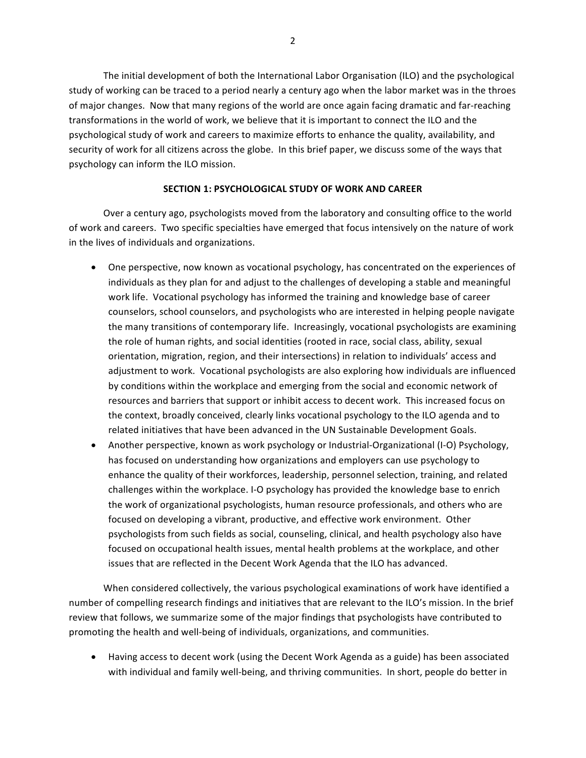The initial development of both the International Labor Organisation (ILO) and the psychological study of working can be traced to a period nearly a century ago when the labor market was in the throes of major changes. Now that many regions of the world are once again facing dramatic and far-reaching transformations in the world of work, we believe that it is important to connect the ILO and the psychological study of work and careers to maximize efforts to enhance the quality, availability, and security of work for all citizens across the globe. In this brief paper, we discuss some of the ways that psychology can inform the ILO mission.

## SECTION 1: PSYCHOLOGICAL STUDY OF WORK AND CAREER

Over a century ago, psychologists moved from the laboratory and consulting office to the world of work and careers. Two specific specialties have emerged that focus intensively on the nature of work in the lives of individuals and organizations.

- One perspective, now known as vocational psychology, has concentrated on the experiences of individuals as they plan for and adjust to the challenges of developing a stable and meaningful work life. Vocational psychology has informed the training and knowledge base of career counselors, school counselors, and psychologists who are interested in helping people navigate the many transitions of contemporary life. Increasingly, vocational psychologists are examining the role of human rights, and social identities (rooted in race, social class, ability, sexual orientation, migration, region, and their intersections) in relation to individuals' access and adjustment to work. Vocational psychologists are also exploring how individuals are influenced by conditions within the workplace and emerging from the social and economic network of resources and barriers that support or inhibit access to decent work. This increased focus on the context, broadly conceived, clearly links vocational psychology to the ILO agenda and to related initiatives that have been advanced in the UN Sustainable Development Goals.
- Another perspective, known as work psychology or Industrial-Organizational (I-O) Psychology, has focused on understanding how organizations and employers can use psychology to enhance the quality of their workforces, leadership, personnel selection, training, and related challenges within the workplace. I-O psychology has provided the knowledge base to enrich the work of organizational psychologists, human resource professionals, and others who are focused on developing a vibrant, productive, and effective work environment. Other psychologists from such fields as social, counseling, clinical, and health psychology also have focused on occupational health issues, mental health problems at the workplace, and other issues that are reflected in the Decent Work Agenda that the ILO has advanced.

When considered collectively, the various psychological examinations of work have identified a number of compelling research findings and initiatives that are relevant to the ILO's mission. In the brief review that follows, we summarize some of the major findings that psychologists have contributed to promoting the health and well-being of individuals, organizations, and communities.

- Having access to decent work (using the Decent Work Agenda as a guide) has been associated with individual and family well-being, and thriving communities. In short, people do better in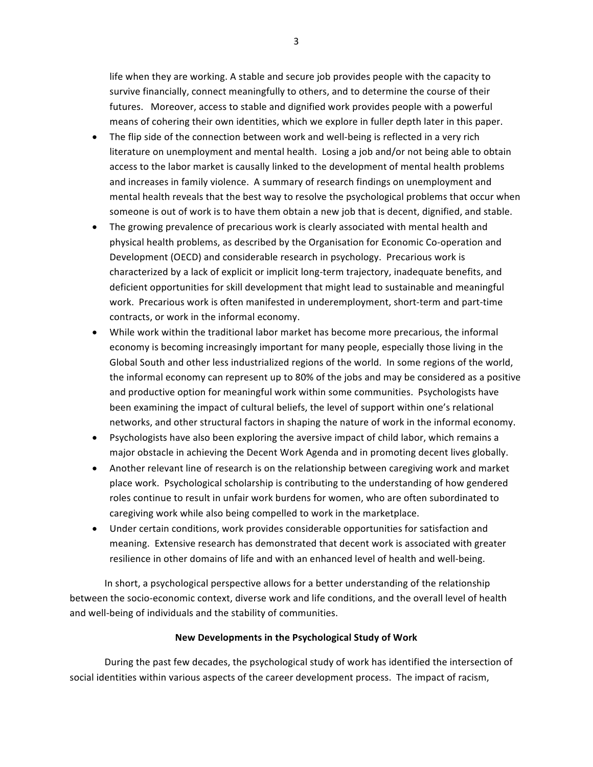life when they are working. A stable and secure job provides people with the capacity to survive financially, connect meaningfully to others, and to determine the course of their futures. Moreover, access to stable and dignified work provides people with a powerful means of cohering their own identities, which we explore in fuller depth later in this paper.

- The flip side of the connection between work and well-being is reflected in a very rich literature on unemployment and mental health. Losing a job and/or not being able to obtain access to the labor market is causally linked to the development of mental health problems and increases in family violence. A summary of research findings on unemployment and mental health reveals that the best way to resolve the psychological problems that occur when someone is out of work is to have them obtain a new job that is decent, dignified, and stable.
- The growing prevalence of precarious work is clearly associated with mental health and physical health problems, as described by the Organisation for Economic Co-operation and Development (OECD) and considerable research in psychology. Precarious work is characterized by a lack of explicit or implicit long-term trajectory, inadequate benefits, and deficient opportunities for skill development that might lead to sustainable and meaningful work. Precarious work is often manifested in underemployment, short-term and part-time contracts, or work in the informal economy.
- While work within the traditional labor market has become more precarious, the informal economy is becoming increasingly important for many people, especially those living in the Global South and other less industrialized regions of the world. In some regions of the world, the informal economy can represent up to 80% of the jobs and may be considered as a positive and productive option for meaningful work within some communities. Psychologists have been examining the impact of cultural beliefs, the level of support within one's relational networks, and other structural factors in shaping the nature of work in the informal economy.
- Psychologists have also been exploring the aversive impact of child labor, which remains a major obstacle in achieving the Decent Work Agenda and in promoting decent lives globally.
- Another relevant line of research is on the relationship between caregiving work and market place work. Psychological scholarship is contributing to the understanding of how gendered roles continue to result in unfair work burdens for women, who are often subordinated to caregiving work while also being compelled to work in the marketplace.
- Under certain conditions, work provides considerable opportunities for satisfaction and meaning. Extensive research has demonstrated that decent work is associated with greater resilience in other domains of life and with an enhanced level of health and well-being.

In short, a psychological perspective allows for a better understanding of the relationship between the socio-economic context, diverse work and life conditions, and the overall level of health and well-being of individuals and the stability of communities.

## New Developments in the Psychological Study of Work

During the past few decades, the psychological study of work has identified the intersection of social identities within various aspects of the career development process. The impact of racism,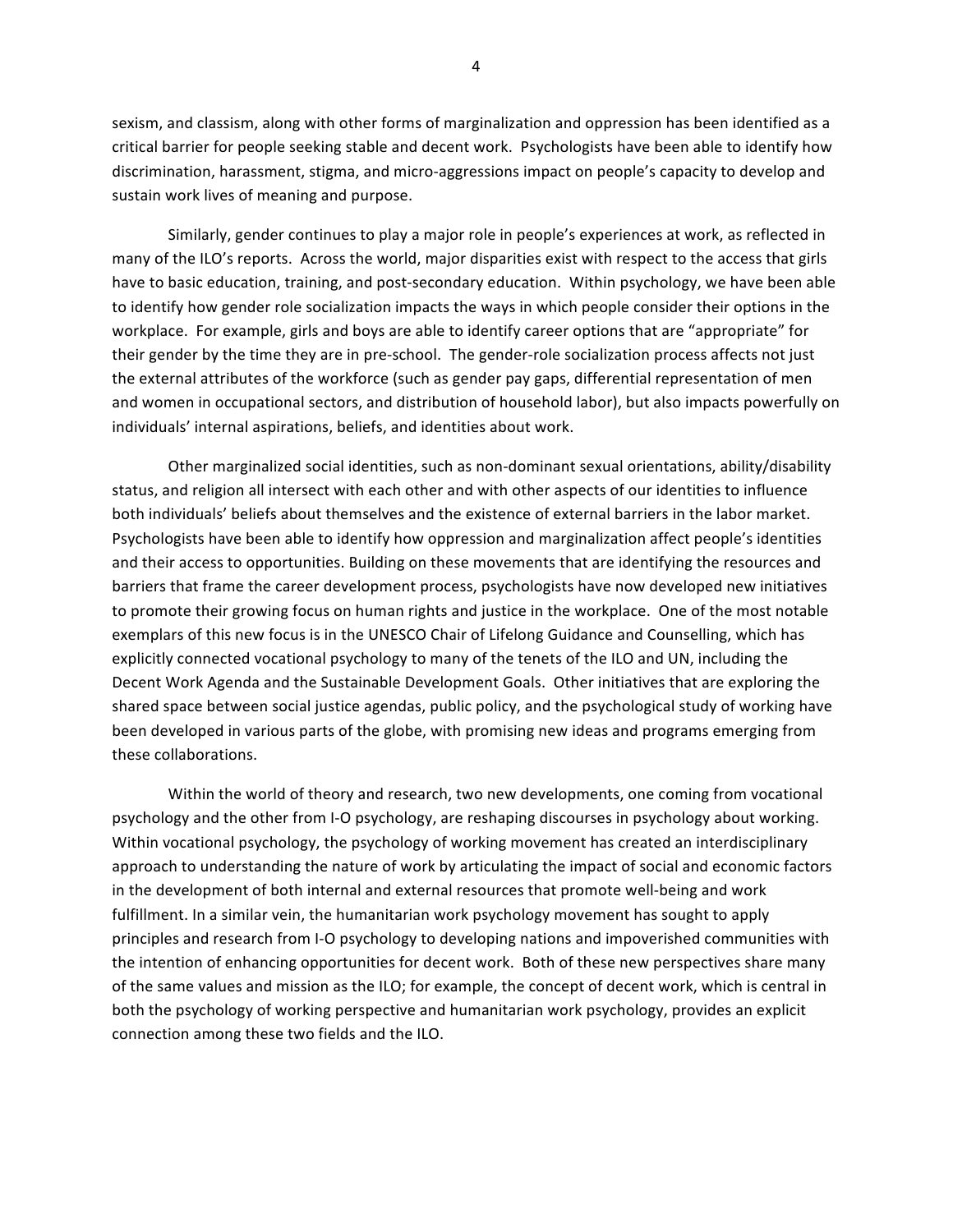sexism, and classism, along with other forms of marginalization and oppression has been identified as a critical barrier for people seeking stable and decent work. Psychologists have been able to identify how discrimination, harassment, stigma, and micro-aggressions impact on people's capacity to develop and sustain work lives of meaning and purpose.

Similarly, gender continues to play a major role in people's experiences at work, as reflected in many of the ILO's reports. Across the world, major disparities exist with respect to the access that girls have to basic education, training, and post-secondary education. Within psychology, we have been able to identify how gender role socialization impacts the ways in which people consider their options in the workplace. For example, girls and boys are able to identify career options that are "appropriate" for their gender by the time they are in pre-school. The gender-role socialization process affects not just the external attributes of the workforce (such as gender pay gaps, differential representation of men and women in occupational sectors, and distribution of household labor), but also impacts powerfully on individuals' internal aspirations, beliefs, and identities about work.

Other marginalized social identities, such as non-dominant sexual orientations, ability/disability status, and religion all intersect with each other and with other aspects of our identities to influence both individuals' beliefs about themselves and the existence of external barriers in the labor market. Psychologists have been able to identify how oppression and marginalization affect people's identities and their access to opportunities. Building on these movements that are identifying the resources and barriers that frame the career development process, psychologists have now developed new initiatives to promote their growing focus on human rights and justice in the workplace. One of the most notable exemplars of this new focus is in the UNESCO Chair of Lifelong Guidance and Counselling, which has explicitly connected vocational psychology to many of the tenets of the ILO and UN, including the Decent Work Agenda and the Sustainable Development Goals. Other initiatives that are exploring the shared space between social justice agendas, public policy, and the psychological study of working have been developed in various parts of the globe, with promising new ideas and programs emerging from these collaborations.

Within the world of theory and research, two new developments, one coming from vocational psychology and the other from I-O psychology, are reshaping discourses in psychology about working. Within vocational psychology, the psychology of working movement has created an interdisciplinary approach to understanding the nature of work by articulating the impact of social and economic factors in the development of both internal and external resources that promote well-being and work fulfillment. In a similar vein, the humanitarian work psychology movement has sought to apply principles and research from I-O psychology to developing nations and impoverished communities with the intention of enhancing opportunities for decent work. Both of these new perspectives share many of the same values and mission as the ILO; for example, the concept of decent work, which is central in both the psychology of working perspective and humanitarian work psychology, provides an explicit connection among these two fields and the ILO.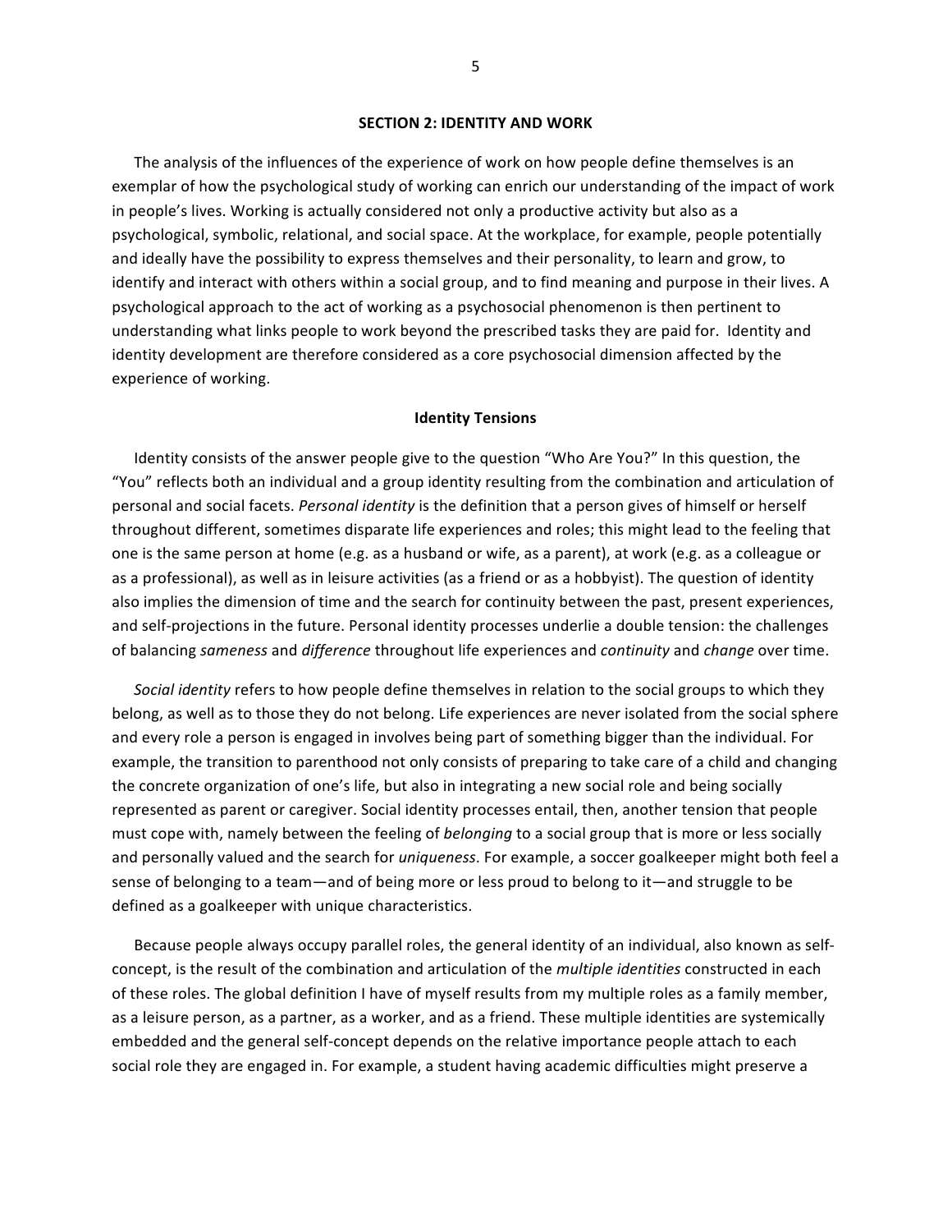## SECTION 2: IDENTITY AND WORK

The analysis of the influences of the experience of work on how people define themselves is an exemplar of how the psychological study of working can enrich our understanding of the impact of work in people's lives. Working is actually considered not only a productive activity but also as a psychological, symbolic, relational, and social space. At the workplace, for example, people potentially and ideally have the possibility to express themselves and their personality, to learn and grow, to identify and interact with others within a social group, and to find meaning and purpose in their lives. A psychological approach to the act of working as a psychosocial phenomenon is then pertinent to understanding what links people to work beyond the prescribed tasks they are paid for. Identity and identity development are therefore considered as a core psychosocial dimension affected by the experience of working.

### Identity Tensions

Identity consists of the answer people give to the question "Who Are You?" In this question, the "You" reflects both an individual and a group identity resulting from the combination and articulation of personal and social facets. *Personal identity* is the definition that a person gives of himself or herself throughout different, sometimes disparate life experiences and roles; this might lead to the feeling that one is the same person at home (e.g. as a husband or wife, as a parent), at work (e.g. as a colleague or as a professional), as well as in leisure activities (as a friend or as a hobbyist). The question of identity also implies the dimension of time and the search for continuity between the past, present experiences, and self-projections in the future. Personal identity processes underlie a double tension: the challenges of balancing *sameness* and *difference* throughout life experiences and *continuity* and *change* over time.

*Social identity* refers to how people define themselves in relation to the social groups to which they belong, as well as to those they do not belong. Life experiences are never isolated from the social sphere and every role a person is engaged in involves being part of something bigger than the individual. For example, the transition to parenthood not only consists of preparing to take care of a child and changing the concrete organization of one's life, but also in integrating a new social role and being socially represented as parent or caregiver. Social identity processes entail, then, another tension that people must cope with, namely between the feeling of *belonging* to a social group that is more or less socially and personally valued and the search for *uniqueness*. For example, a soccer goalkeeper might both feel a sense of belonging to a team—and of being more or less proud to belong to it—and struggle to be defined as a goalkeeper with unique characteristics.

Because people always occupy parallel roles, the general identity of an individual, also known as self-concept, is the result of the combination and articulation of the *multiple identities* constructed in each of these roles. The global definition I have of myself results from my multiple roles as a family member, as a leisure person, as a partner, as a worker, and as a friend. These multiple identities are systemically embedded and the general self-concept depends on the relative importance people attach to each social role they are engaged in. For example, a student having academic difficulties might preserve a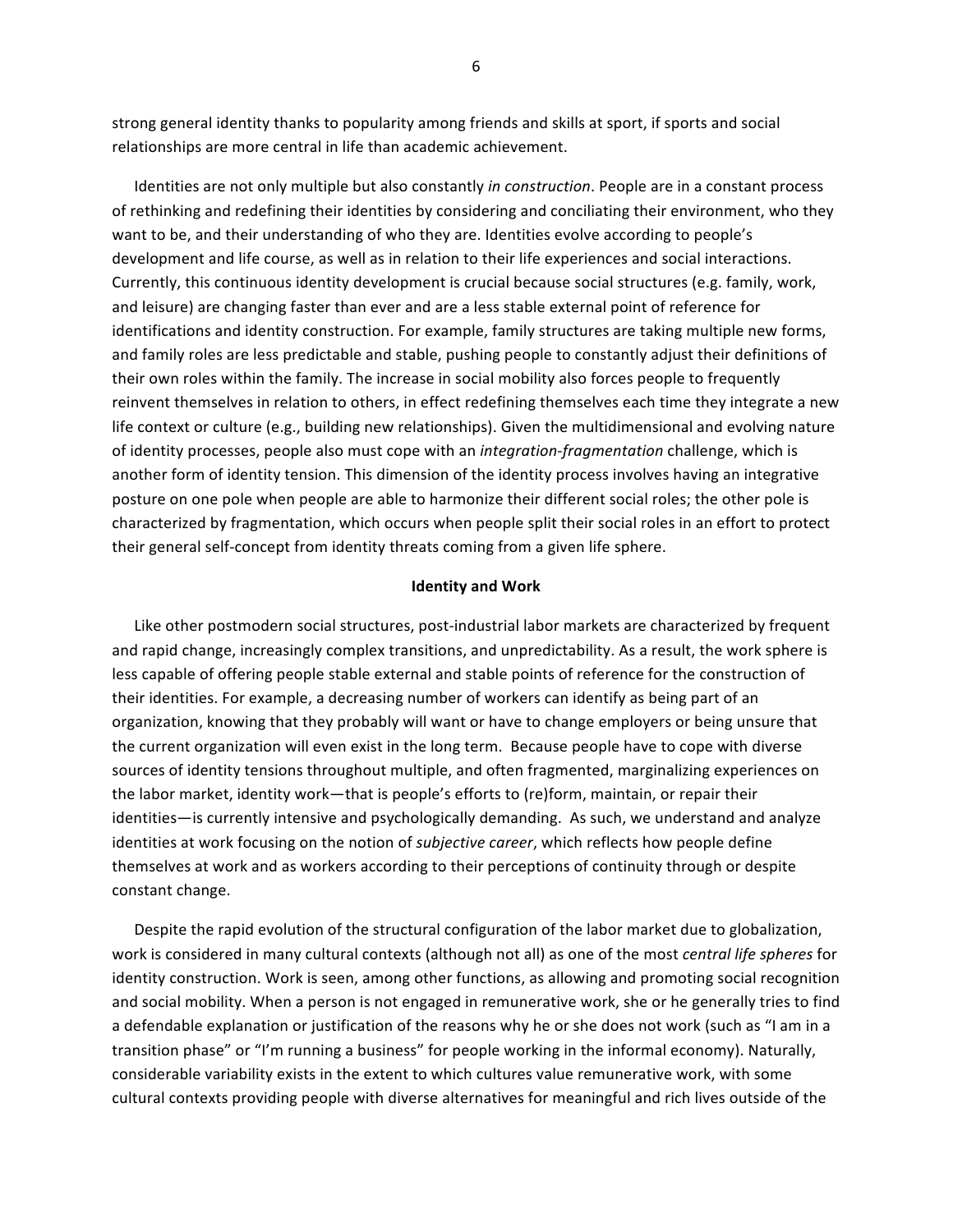strong general identity thanks to popularity among friends and skills at sport, if sports and social relationships are more central in life than academic achievement.

Identities are not only multiple but also constantly *in construction*. People are in a constant process of rethinking and redefining their identities by considering and conciliating their environment, who they want to be, and their understanding of who they are. Identities evolve according to people's development and life course, as well as in relation to their life experiences and social interactions. Currently, this continuous identity development is crucial because social structures (e.g. family, work, and leisure) are changing faster than ever and are a less stable external point of reference for identifications and identity construction. For example, family structures are taking multiple new forms, and family roles are less predictable and stable, pushing people to constantly adjust their definitions of their own roles within the family. The increase in social mobility also forces people to frequently reinvent themselves in relation to others, in effect redefining themselves each time they integrate a new life context or culture (e.g., building new relationships). Given the multidimensional and evolving nature of identity processes, people also must cope with an *integration-fragmentation* challenge, which is another form of identity tension. This dimension of the identity process involves having an integrative posture on one pole when people are able to harmonize their different social roles; the other pole is characterized by fragmentation, which occurs when people split their social roles in an effort to protect their general self-concept from identity threats coming from a given life sphere.

## Identity and Work

Like other postmodern social structures, post-industrial labor markets are characterized by frequent and rapid change, increasingly complex transitions, and unpredictability. As a result, the work sphere is less capable of offering people stable external and stable points of reference for the construction of their identities. For example, a decreasing number of workers can identify as being part of an organization, knowing that they probably will want or have to change employers or being unsure that the current organization will even exist in the long term. Because people have to cope with diverse sources of identity tensions throughout multiple, and often fragmented, marginalizing experiences on the labor market, identity work—that is people's efforts to (re)form, maintain, or repair their identities—is currently intensive and psychologically demanding. As such, we understand and analyze identities at work focusing on the notion of *subjective career*, which reflects how people define themselves at work and as workers according to their perceptions of continuity through or despite constant change.

Despite the rapid evolution of the structural configuration of the labor market due to globalization, work is considered in many cultural contexts (although not all) as one of the most *central life spheres* for identity construction. Work is seen, among other functions, as allowing and promoting social recognition and social mobility. When a person is not engaged in remunerative work, she or he generally tries to find a defendable explanation or justification of the reasons why he or she does not work (such as "I am in a transition phase" or "I'm running a business" for people working in the informal economy). Naturally, considerable variability exists in the extent to which cultures value remunerative work, with some cultural contexts providing people with diverse alternatives for meaningful and rich lives outside of the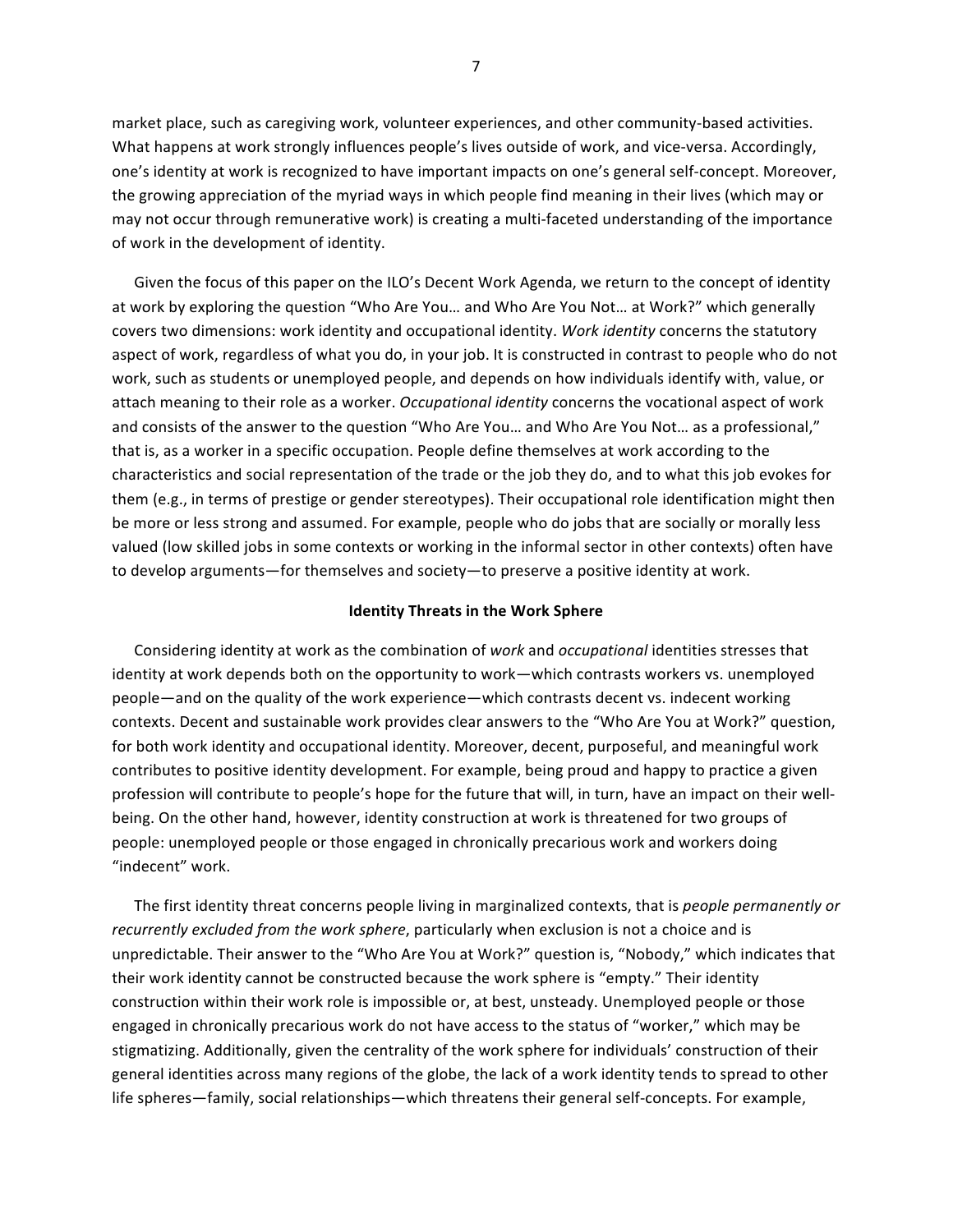market place, such as caregiving work, volunteer experiences, and other community-based activities. What happens at work strongly influences people's lives outside of work, and vice-versa. Accordingly, one's identity at work is recognized to have important impacts on one's general self-concept. Moreover, the growing appreciation of the myriad ways in which people find meaning in their lives (which may or may not occur through remunerative work) is creating a multi-faceted understanding of the importance of work in the development of identity.

Given the focus of this paper on the ILO's Decent Work Agenda, we return to the concept of identity at work by exploring the question "Who Are You… and Who Are You Not… at Work?" which generally covers two dimensions: work identity and occupational identity. *Work identity* concerns the statutory aspect of work, regardless of what you do, in your job. It is constructed in contrast to people who do not work, such as students or unemployed people, and depends on how individuals identify with, value, or attach meaning to their role as a worker. *Occupational identity* concerns the vocational aspect of work and consists of the answer to the question "Who Are You… and Who Are You Not… as a professional," that is, as a worker in a specific occupation. People define themselves at work according to the characteristics and social representation of the trade or the job they do, and to what this job evokes for them (e.g., in terms of prestige or gender stereotypes). Their occupational role identification might then be more or less strong and assumed. For example, people who do jobs that are socially or morally less valued (low skilled jobs in some contexts or working in the informal sector in other contexts) often have to develop arguments—for themselves and society—to preserve a positive identity at work.

## Identity Threats in the Work Sphere

Considering identity at work as the combination of *work* and *occupational* identities stresses that identity at work depends both on the opportunity to work—which contrasts workers vs. unemployed people—and on the quality of the work experience—which contrasts decent vs. indecent working contexts. Decent and sustainable work provides clear answers to the "Who Are You at Work?" question, for both work identity and occupational identity. Moreover, decent, purposeful, and meaningful work contributes to positive identity development. For example, being proud and happy to practice a given profession will contribute to people's hope for the future that will, in turn, have an impact on their well-being. On the other hand, however, identity construction at work is threatened for two groups of people: unemployed people or those engaged in chronically precarious work and workers doing "indecent" work.

The first identity threat concerns people living in marginalized contexts, that is *people permanently or recurrently excluded from the work sphere*, particularly when exclusion is not a choice and is unpredictable. Their answer to the "Who Are You at Work?" question is, "Nobody," which indicates that their work identity cannot be constructed because the work sphere is "empty." Their identity construction within their work role is impossible or, at best, unsteady. Unemployed people or those engaged in chronically precarious work do not have access to the status of "worker," which may be stigmatizing. Additionally, given the centrality of the work sphere for individuals' construction of their general identities across many regions of the globe, the lack of a work identity tends to spread to other life spheres—family, social relationships—which threatens their general self-concepts. For example,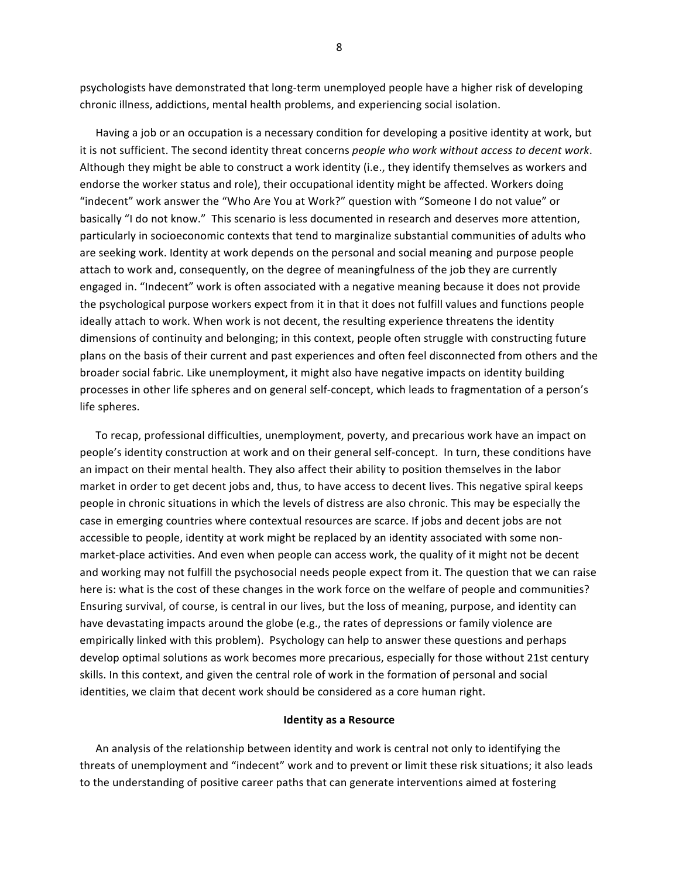psychologists have demonstrated that long-term unemployed people have a higher risk of developing chronic illness, addictions, mental health problems, and experiencing social isolation.

Having a job or an occupation is a necessary condition for developing a positive identity at work, but it is not sufficient. The second identity threat concerns *people who work without access to decent work*. Although they might be able to construct a work identity (i.e., they identify themselves as workers and endorse the worker status and role), their occupational identity might be affected. Workers doing "indecent" work answer the "Who Are You at Work?" question with "Someone I do not value" or basically "I do not know." This scenario is less documented in research and deserves more attention, particularly in socioeconomic contexts that tend to marginalize substantial communities of adults who are seeking work. Identity at work depends on the personal and social meaning and purpose people attach to work and, consequently, on the degree of meaningfulness of the job they are currently engaged in. "Indecent" work is often associated with a negative meaning because it does not provide the psychological purpose workers expect from it in that it does not fulfill values and functions people ideally attach to work. When work is not decent, the resulting experience threatens the identity dimensions of continuity and belonging; in this context, people often struggle with constructing future plans on the basis of their current and past experiences and often feel disconnected from others and the broader social fabric. Like unemployment, it might also have negative impacts on identity building processes in other life spheres and on general self-concept, which leads to fragmentation of a person's life spheres.

To recap, professional difficulties, unemployment, poverty, and precarious work have an impact on people's identity construction at work and on their general self-concept. In turn, these conditions have an impact on their mental health. They also affect their ability to position themselves in the labor market in order to get decent jobs and, thus, to have access to decent lives. This negative spiral keeps people in chronic situations in which the levels of distress are also chronic. This may be especially the case in emerging countries where contextual resources are scarce. If jobs and decent jobs are not accessible to people, identity at work might be replaced by an identity associated with some non-market-place activities. And even when people can access work, the quality of it might not be decent and working may not fulfill the psychosocial needs people expect from it. The question that we can raise here is: what is the cost of these changes in the work force on the welfare of people and communities? Ensuring survival, of course, is central in our lives, but the loss of meaning, purpose, and identity can have devastating impacts around the globe (e.g., the rates of depressions or family violence are empirically linked with this problem). Psychology can help to answer these questions and perhaps develop optimal solutions as work becomes more precarious, especially for those without 21st century skills. In this context, and given the central role of work in the formation of personal and social identities, we claim that decent work should be considered as a core human right.

## Identity as a Resource

An analysis of the relationship between identity and work is central not only to identifying the threats of unemployment and "indecent" work and to prevent or limit these risk situations; it also leads to the understanding of positive career paths that can generate interventions aimed at fostering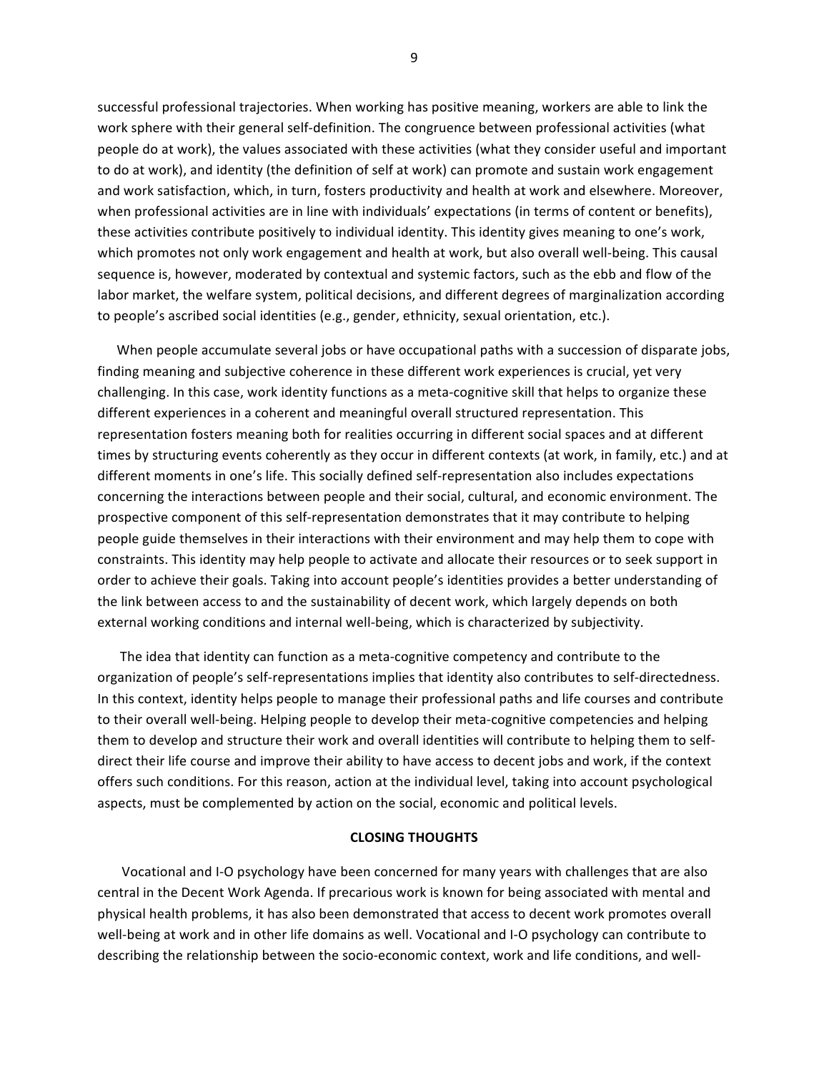successful professional trajectories. When working has positive meaning, workers are able to link the work sphere with their general self-definition. The congruence between professional activities (what people do at work), the values associated with these activities (what they consider useful and important to do at work), and identity (the definition of self at work) can promote and sustain work engagement and work satisfaction, which, in turn, fosters productivity and health at work and elsewhere. Moreover, when professional activities are in line with individuals' expectations (in terms of content or benefits), these activities contribute positively to individual identity. This identity gives meaning to one's work, which promotes not only work engagement and health at work, but also overall well-being. This causal sequence is, however, moderated by contextual and systemic factors, such as the ebb and flow of the labor market, the welfare system, political decisions, and different degrees of marginalization according to people's ascribed social identities (e.g., gender, ethnicity, sexual orientation, etc.).

When people accumulate several jobs or have occupational paths with a succession of disparate jobs, finding meaning and subjective coherence in these different work experiences is crucial, yet very challenging. In this case, work identity functions as a meta-cognitive skill that helps to organize these different experiences in a coherent and meaningful overall structured representation. This representation fosters meaning both for realities occurring in different social spaces and at different times by structuring events coherently as they occur in different contexts (at work, in family, etc.) and at different moments in one's life. This socially defined self-representation also includes expectations concerning the interactions between people and their social, cultural, and economic environment. The prospective component of this self-representation demonstrates that it may contribute to helping people guide themselves in their interactions with their environment and may help them to cope with constraints. This identity may help people to activate and allocate their resources or to seek support in order to achieve their goals. Taking into account people's identities provides a better understanding of the link between access to and the sustainability of decent work, which largely depends on both external working conditions and internal well-being, which is characterized by subjectivity.

The idea that identity can function as a meta-cognitive competency and contribute to the organization of people's self-representations implies that identity also contributes to self-directedness. In this context, identity helps people to manage their professional paths and life courses and contribute to their overall well-being. Helping people to develop their meta-cognitive competencies and helping them to develop and structure their work and overall identities will contribute to helping them to self-direct their life course and improve their ability to have access to decent jobs and work, if the context offers such conditions. For this reason, action at the individual level, taking into account psychological aspects, must be complemented by action on the social, economic and political levels.

## CLOSING THOUGHTS

Vocational and I-O psychology have been concerned for many years with challenges that are also central in the Decent Work Agenda. If precarious work is known for being associated with mental and physical health problems, it has also been demonstrated that access to decent work promotes overall well-being at work and in other life domains as well. Vocational and I-O psychology can contribute to describing the relationship between the socio-economic context, work and life conditions, and well-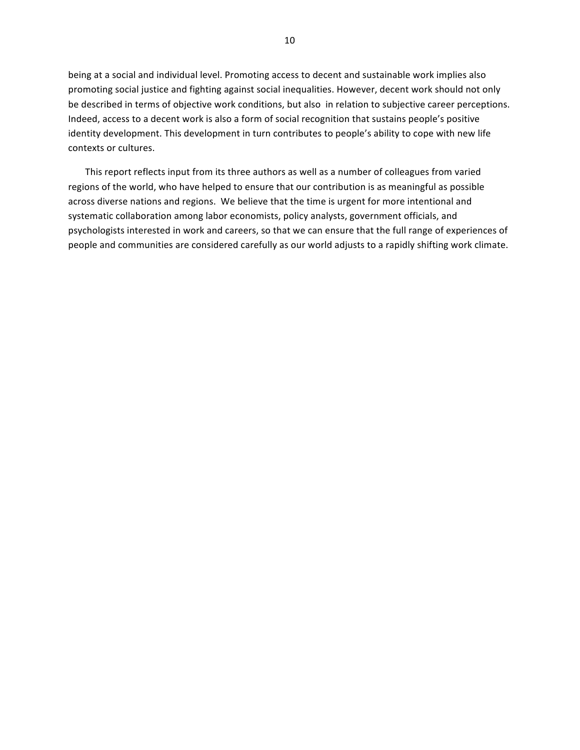being at a social and individual level. Promoting access to decent and sustainable work implies also promoting social justice and fighting against social inequalities. However, decent work should not only be described in terms of objective work conditions, but also  in relation to subjective career perceptions. Indeed, access to a decent work is also a form of social recognition that sustains people's positive identity development. This development in turn contributes to people's ability to cope with new life contexts or cultures.

This report reflects input from its three authors as well as a number of colleagues from varied regions of the world, who have helped to ensure that our contribution is as meaningful as possible across diverse nations and regions.  We believe that the time is urgent for more intentional and systematic collaboration among labor economists, policy analysts, government officials, and psychologists interested in work and careers, so that we can ensure that the full range of experiences of people and communities are considered carefully as our world adjusts to a rapidly shifting work climate.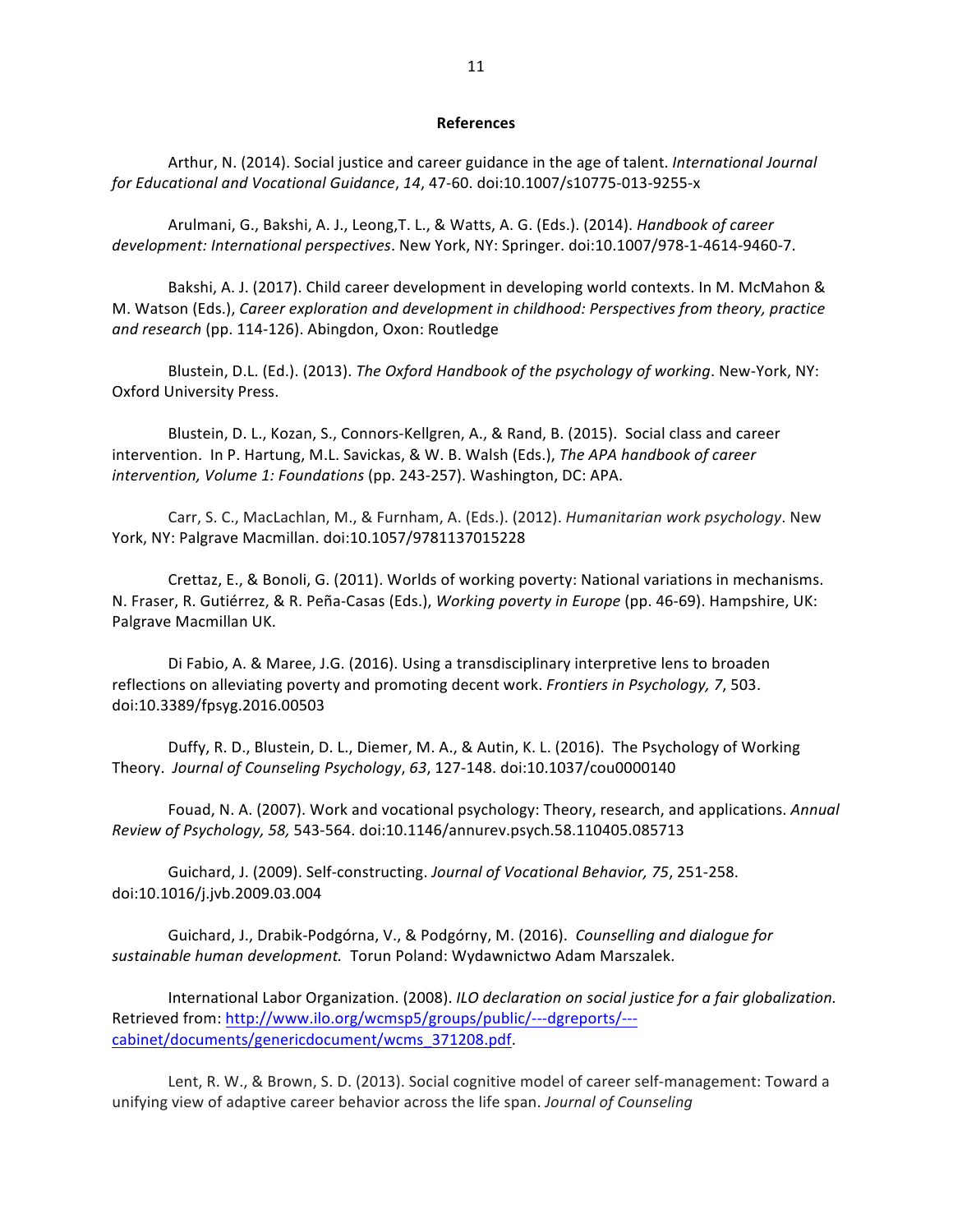**References**

Arthur, N. (2014). Social justice and career guidance in the age of talent. *International Journal for Educational and Vocational Guidance*, *14*, 47-60. doi:10.1007/s10775-013-9255-x

Arulmani, G., Bakshi, A. J., Leong,T. L., & Watts, A. G. (Eds.). (2014). *Handbook of career development: International perspectives*. New York, NY: Springer. doi:10.1007/978-1-4614-9460-7.

Bakshi, A. J. (2017). Child career development in developing world contexts. In M. McMahon & M. Watson (Eds.), *Career exploration and development in childhood: Perspectives from theory, practice and research* (pp. 114-126). Abingdon, Oxon: Routledge

Blustein, D.L. (Ed.). (2013). *The Oxford Handbook of the psychology of working*. New-York, NY: Oxford University Press.

Blustein, D. L., Kozan, S., Connors-Kellgren, A., & Rand, B. (2015). Social class and career intervention. In P. Hartung, M.L. Savickas, & W. B. Walsh (Eds.), *The APA handbook of career intervention, Volume 1: Foundations* (pp. 243-257). Washington, DC: APA.

Carr, S. C., MacLachlan, M., & Furnham, A. (Eds.). (2012). *Humanitarian work psychology*. New York, NY: Palgrave Macmillan. doi:10.1057/9781137015228

Crettaz, E., & Bonoli, G. (2011). Worlds of working poverty: National variations in mechanisms. N. Fraser, R. Gutiérrez, & R. Peña-Casas (Eds.), *Working poverty in Europe* (pp. 46-69). Hampshire, UK: Palgrave Macmillan UK.

Di Fabio, A. & Maree, J.G. (2016). Using a transdisciplinary interpretive lens to broaden reflections on alleviating poverty and promoting decent work. *Frontiers in Psychology, 7*, 503. doi:10.3389/fpsyg.2016.00503

Duffy, R. D., Blustein, D. L., Diemer, M. A., & Autin, K. L. (2016). The Psychology of Working Theory. *Journal of Counseling Psychology*, *63*, 127-148. doi:10.1037/cou0000140

Fouad, N. A. (2007). Work and vocational psychology: Theory, research, and applications. *Annual Review of Psychology, 58,* 543-564. doi:10.1146/annurev.psych.58.110405.085713

Guichard, J. (2009). Self-constructing. *Journal of Vocational Behavior, 75*, 251-258. doi:10.1016/j.jvb.2009.03.004

Guichard, J., Drabik-Podgórna, V., & Podgórny, M. (2016). *Counselling and dialogue for sustainable human development.* Torun Poland: Wydawnictwo Adam Marszalek.

International Labor Organization. (2008). *ILO declaration on social justice for a fair globalization.* Retrieved from: http://www.ilo.org/wcmsp5/groups/public/---dgreports/---cabinet/documents/genericdocument/wcms_371208.pdf.

Lent, R. W., & Brown, S. D. (2013). Social cognitive model of career self-management: Toward a unifying view of adaptive career behavior across the life span. *Journal of Counseling*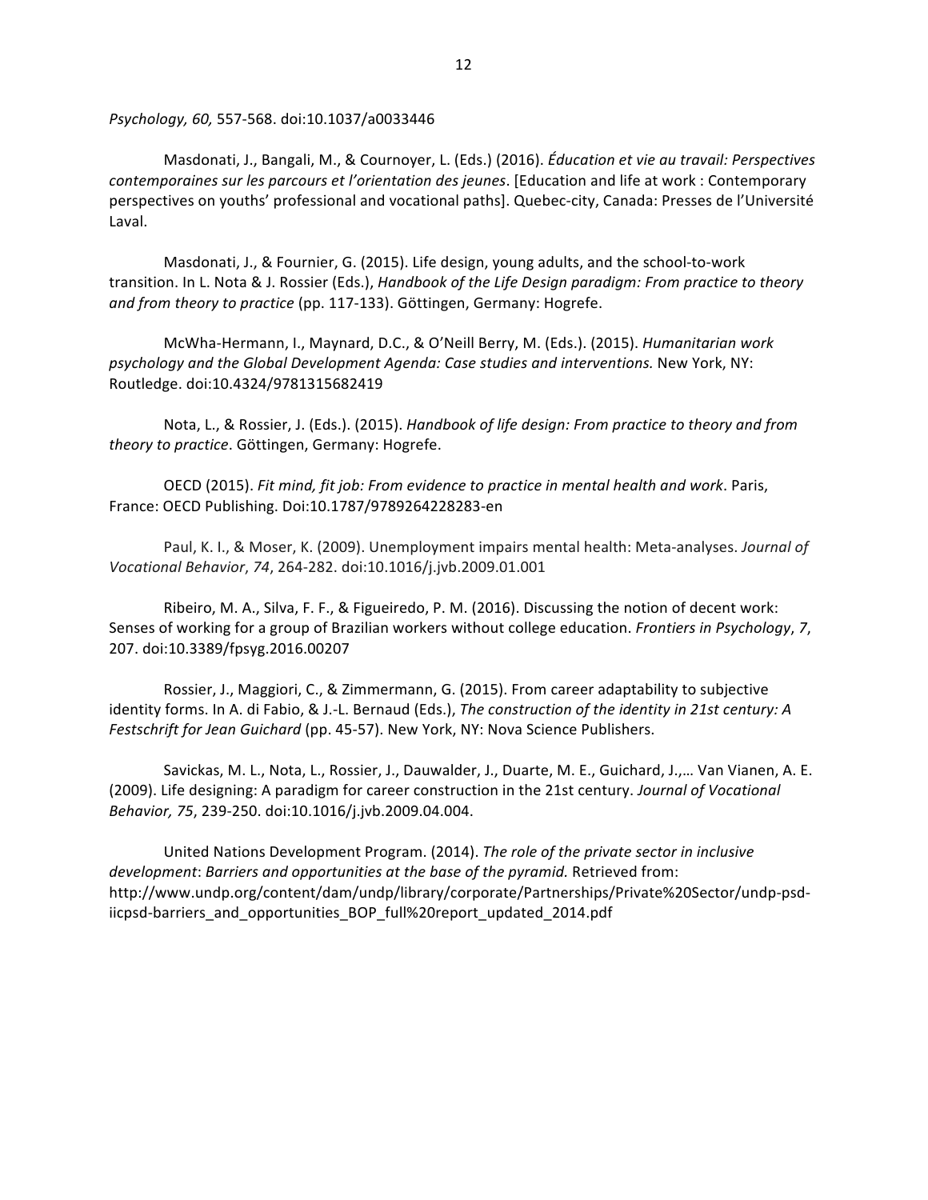*Psychology, 60,* 557-568. doi:10.1037/a0033446

Masdonati, J., Bangali, M., & Cournoyer, L. (Eds.) (2016). *Éducation et vie au travail: Perspectives contemporaines sur les parcours et l'orientation des jeunes*. [Education and life at work : Contemporary perspectives on youths' professional and vocational paths]. Quebec-city, Canada: Presses de l'Université Laval.

Masdonati, J., & Fournier, G. (2015). Life design, young adults, and the school-to-work transition. In L. Nota & J. Rossier (Eds.), *Handbook of the Life Design paradigm: From practice to theory and from theory to practice* (pp. 117-133). Göttingen, Germany: Hogrefe.

McWha-Hermann, I., Maynard, D.C., & O'Neill Berry, M. (Eds.). (2015). *Humanitarian work psychology and the Global Development Agenda: Case studies and interventions.* New York, NY: Routledge. doi:10.4324/9781315682419

Nota, L., & Rossier, J. (Eds.). (2015). *Handbook of life design: From practice to theory and from theory to practice*. Göttingen, Germany: Hogrefe.

OECD (2015). *Fit mind, fit job: From evidence to practice in mental health and work*. Paris, France: OECD Publishing. Doi:10.1787/9789264228283-en

Paul, K. I., & Moser, K. (2009). Unemployment impairs mental health: Meta-analyses. *Journal of Vocational Behavior*, *74*, 264-282. doi:10.1016/j.jvb.2009.01.001

Ribeiro, M. A., Silva, F. F., & Figueiredo, P. M. (2016). Discussing the notion of decent work: Senses of working for a group of Brazilian workers without college education. *Frontiers in Psychology*, *7*, 207. doi:10.3389/fpsyg.2016.00207

Rossier, J., Maggiori, C., & Zimmermann, G. (2015). From career adaptability to subjective identity forms. In A. di Fabio, & J.-L. Bernaud (Eds.), *The construction of the identity in 21st century: A Festschrift for Jean Guichard* (pp. 45-57). New York, NY: Nova Science Publishers.

Savickas, M. L., Nota, L., Rossier, J., Dauwalder, J., Duarte, M. E., Guichard, J.,… Van Vianen, A. E. (2009). Life designing: A paradigm for career construction in the 21st century. *Journal of Vocational Behavior, 75*, 239-250. doi:10.1016/j.jvb.2009.04.004.

United Nations Development Program. (2014). *The role of the private sector in inclusive development*: *Barriers and opportunities at the base of the pyramid.* Retrieved from: http://www.undp.org/content/dam/undp/library/corporate/Partnerships/Private%20Sector/undp-psd-iicpsd-barriers_and_opportunities_BOP_full%20report_updated_2014.pdf